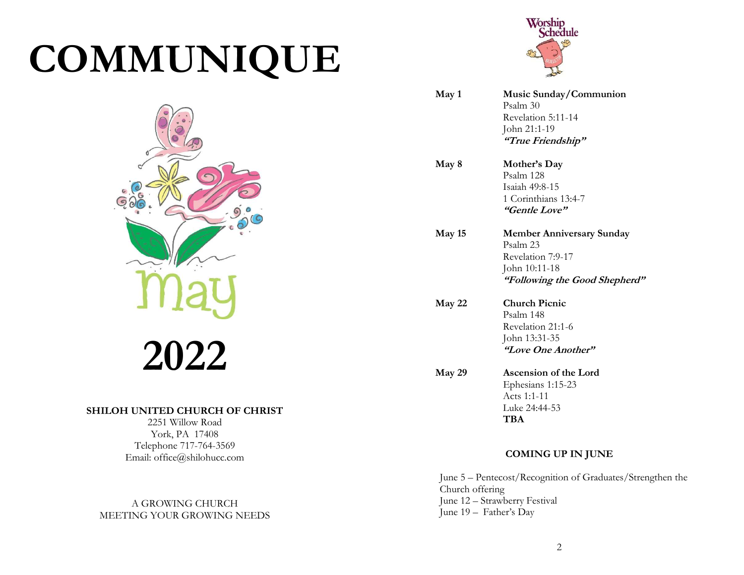# COMMUNIQUE

May

# 2022

**SHILOH UNITED CHURCH OF CHRIST**
2251 Willow Road
York, PA 17408
Telephone 717-764-3569
Email: office@shilohucc.com

A GROWING CHURCH
MEETING YOUR GROWING NEEDS

## Worship Schedule

**May 1** — **Music Sunday/Communion**
Psalm 30
Revelation 5:11-14
John 21:1-19
***"True Friendship"***

**May 8** — **Mother's Day**
Psalm 128
Isaiah 49:8-15
1 Corinthians 13:4-7
***"Gentle Love"***

**May 15** — **Member Anniversary Sunday**
Psalm 23
Revelation 7:9-17
John 10:11-18
***"Following the Good Shepherd"***

**May 22** — **Church Picnic**
Psalm 148
Revelation 21:1-6
John 13:31-35
***"Love One Another"***

**May 29** — **Ascension of the Lord**
Ephesians 1:15-23
Acts 1:1-11
Luke 24:44-53
**TBA**

### COMING UP IN JUNE

June 5 – Pentecost/Recognition of Graduates/Strengthen the Church offering
June 12 – Strawberry Festival
June 19 – Father's Day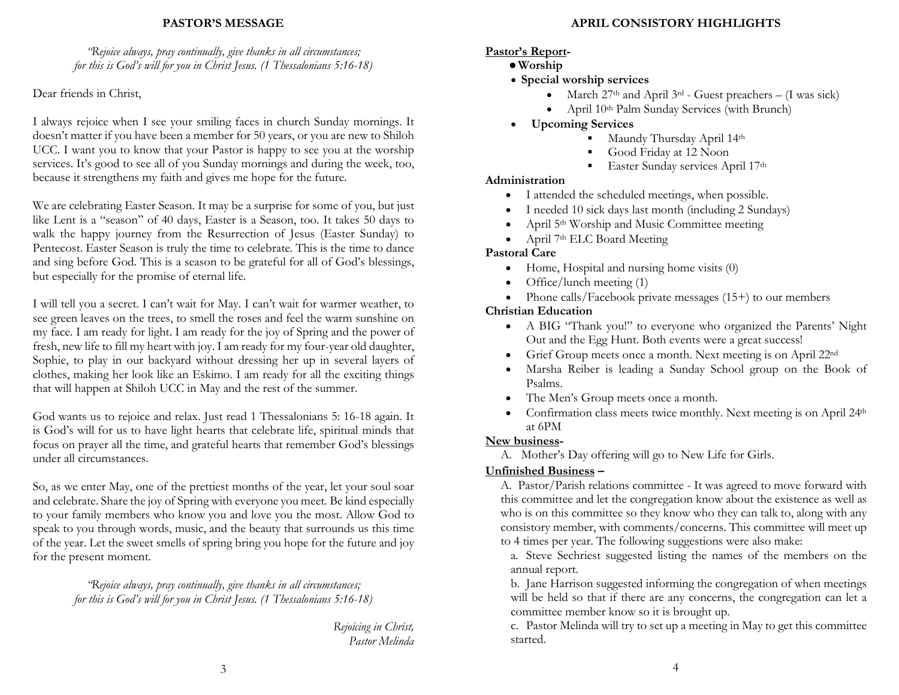## PASTOR'S MESSAGE

*"Rejoice always, pray continually, give thanks in all circumstances; for this is God's will for you in Christ Jesus. (1 Thessalonians 5:16-18)*

Dear friends in Christ,

I always rejoice when I see your smiling faces in church Sunday mornings. It doesn't matter if you have been a member for 50 years, or you are new to Shiloh UCC. I want you to know that your Pastor is happy to see you at the worship services. It's good to see all of you Sunday mornings and during the week, too, because it strengthens my faith and gives me hope for the future.

We are celebrating Easter Season. It may be a surprise for some of you, but just like Lent is a "season" of 40 days, Easter is a Season, too. It takes 50 days to walk the happy journey from the Resurrection of Jesus (Easter Sunday) to Pentecost. Easter Season is truly the time to celebrate. This is the time to dance and sing before God. This is a season to be grateful for all of God's blessings, but especially for the promise of eternal life.

I will tell you a secret. I can't wait for May. I can't wait for warmer weather, to see green leaves on the trees, to smell the roses and feel the warm sunshine on my face. I am ready for light. I am ready for the joy of Spring and the power of fresh, new life to fill my heart with joy. I am ready for my four-year old daughter, Sophie, to play in our backyard without dressing her up in several layers of clothes, making her look like an Eskimo. I am ready for all the exciting things that will happen at Shiloh UCC in May and the rest of the summer.

God wants us to rejoice and relax. Just read 1 Thessalonians 5: 16-18 again. It is God's will for us to have light hearts that celebrate life, spiritual minds that focus on prayer all the time, and grateful hearts that remember God's blessings under all circumstances.

So, as we enter May, one of the prettiest months of the year, let your soul soar and celebrate. Share the joy of Spring with everyone you meet. Be kind especially to your family members who know you and love you the most. Allow God to speak to you through words, music, and the beauty that surrounds us this time of the year. Let the sweet smells of spring bring you hope for the future and joy for the present moment.

*"Rejoice always, pray continually, give thanks in all circumstances; for this is God's will for you in Christ Jesus. (1 Thessalonians 5:16-18)*

*Rejoicing in Christ,*
*Pastor Melinda*

## APRIL CONSISTORY HIGHLIGHTS

**Pastor's Report-**

- **Worship**
- **Special worship services**
  - March 27th and April 3rd - Guest preachers – (I was sick)
  - April 10th Palm Sunday Services (with Brunch)
- **Upcoming Services**
  - Maundy Thursday April 14th
  - Good Friday at 12 Noon
  - Easter Sunday services April 17th

**Administration**

- I attended the scheduled meetings, when possible.
- I needed 10 sick days last month (including 2 Sundays)
- April 5th Worship and Music Committee meeting
- April 7th ELC Board Meeting

**Pastoral Care**

- Home, Hospital and nursing home visits (0)
- Office/lunch meeting (1)
- Phone calls/Facebook private messages (15+) to our members

**Christian Education**

- A BIG "Thank you!" to everyone who organized the Parents' Night Out and the Egg Hunt. Both events were a great success!
- Grief Group meets once a month. Next meeting is on April 22nd
- Marsha Reiber is leading a Sunday School group on the Book of Psalms.
- The Men's Group meets once a month.
- Confirmation class meets twice monthly. Next meeting is on April 24th at 6PM

**New business-**

A. Mother's Day offering will go to New Life for Girls.

**Unfinished Business –**

A. Pastor/Parish relations committee - It was agreed to move forward with this committee and let the congregation know about the existence as well as who is on this committee so they know who they can talk to, along with any consistory member, with comments/concerns. This committee will meet up to 4 times per year. The following suggestions were also make:

a. Steve Sechriest suggested listing the names of the members on the annual report.

b. Jane Harrison suggested informing the congregation of when meetings will be held so that if there are any concerns, the congregation can let a committee member know so it is brought up.

c. Pastor Melinda will try to set up a meeting in May to get this committee started.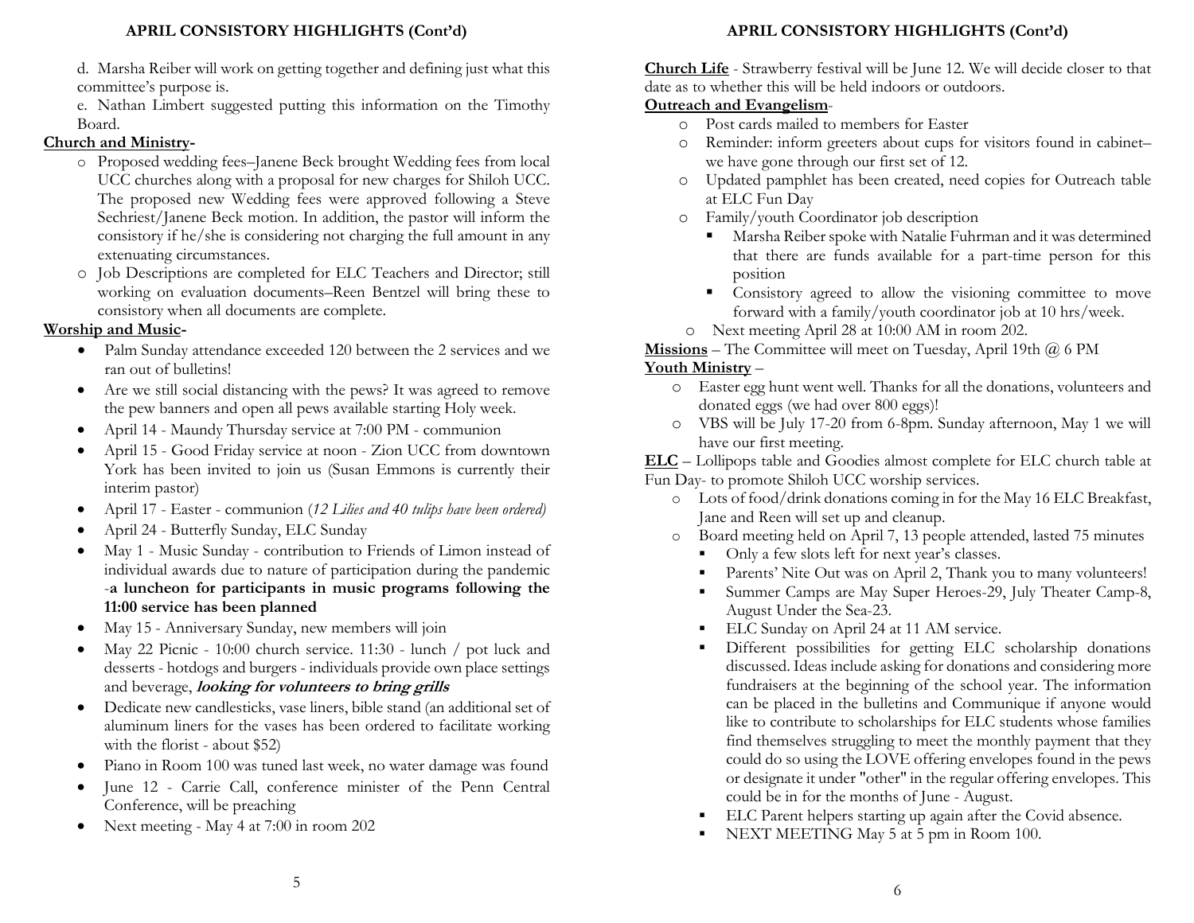## APRIL CONSISTORY HIGHLIGHTS (Cont'd)

d. Marsha Reiber will work on getting together and defining just what this committee's purpose is.

e. Nathan Limbert suggested putting this information on the Timothy Board.

**Church and Ministry-**

- Proposed wedding fees–Janene Beck brought Wedding fees from local UCC churches along with a proposal for new charges for Shiloh UCC. The proposed new Wedding fees were approved following a Steve Sechriest/Janene Beck motion. In addition, the pastor will inform the consistory if he/she is considering not charging the full amount in any extenuating circumstances.
- Job Descriptions are completed for ELC Teachers and Director; still working on evaluation documents–Reen Bentzel will bring these to consistory when all documents are complete.

**Worship and Music-**

- Palm Sunday attendance exceeded 120 between the 2 services and we ran out of bulletins!
- Are we still social distancing with the pews? It was agreed to remove the pew banners and open all pews available starting Holy week.
- April 14 - Maundy Thursday service at 7:00 PM - communion
- April 15 - Good Friday service at noon - Zion UCC from downtown York has been invited to join us (Susan Emmons is currently their interim pastor)
- April 17 - Easter - communion (*12 Lilies and 40 tulips have been ordered)*
- April 24 - Butterfly Sunday, ELC Sunday
- May 1 - Music Sunday - contribution to Friends of Limon instead of individual awards due to nature of participation during the pandemic -**a luncheon for participants in music programs following the 11:00 service has been planned**
- May 15 - Anniversary Sunday, new members will join
- May 22 Picnic - 10:00 church service. 11:30 - lunch / pot luck and desserts - hotdogs and burgers - individuals provide own place settings and beverage, ***looking for volunteers to bring grills***
- Dedicate new candlesticks, vase liners, bible stand (an additional set of aluminum liners for the vases has been ordered to facilitate working with the florist - about $52)
- Piano in Room 100 was tuned last week, no water damage was found
- June 12 - Carrie Call, conference minister of the Penn Central Conference, will be preaching
- Next meeting - May 4 at 7:00 in room 202

## APRIL CONSISTORY HIGHLIGHTS (Cont'd)

**Church Life** - Strawberry festival will be June 12. We will decide closer to that date as to whether this will be held indoors or outdoors.

**Outreach and Evangelism**-

- Post cards mailed to members for Easter
- Reminder: inform greeters about cups for visitors found in cabinet– we have gone through our first set of 12.
- Updated pamphlet has been created, need copies for Outreach table at ELC Fun Day
- Family/youth Coordinator job description
  - Marsha Reiber spoke with Natalie Fuhrman and it was determined that there are funds available for a part-time person for this position
  - Consistory agreed to allow the visioning committee to move forward with a family/youth coordinator job at 10 hrs/week.
- Next meeting April 28 at 10:00 AM in room 202.

**Missions** – The Committee will meet on Tuesday, April 19th @ 6 PM

**Youth Ministry** –

- Easter egg hunt went well. Thanks for all the donations, volunteers and donated eggs (we had over 800 eggs)!
- VBS will be July 17-20 from 6-8pm. Sunday afternoon, May 1 we will have our first meeting.

**ELC** – Lollipops table and Goodies almost complete for ELC church table at Fun Day- to promote Shiloh UCC worship services.

- Lots of food/drink donations coming in for the May 16 ELC Breakfast, Jane and Reen will set up and cleanup.
- Board meeting held on April 7, 13 people attended, lasted 75 minutes
  - Only a few slots left for next year's classes.
  - Parents' Nite Out was on April 2, Thank you to many volunteers!
  - Summer Camps are May Super Heroes-29, July Theater Camp-8, August Under the Sea-23.
  - ELC Sunday on April 24 at 11 AM service.
  - Different possibilities for getting ELC scholarship donations discussed. Ideas include asking for donations and considering more fundraisers at the beginning of the school year. The information can be placed in the bulletins and Communique if anyone would like to contribute to scholarships for ELC students whose families find themselves struggling to meet the monthly payment that they could do so using the LOVE offering envelopes found in the pews or designate it under "other" in the regular offering envelopes. This could be in for the months of June - August.
  - ELC Parent helpers starting up again after the Covid absence.
  - NEXT MEETING May 5 at 5 pm in Room 100.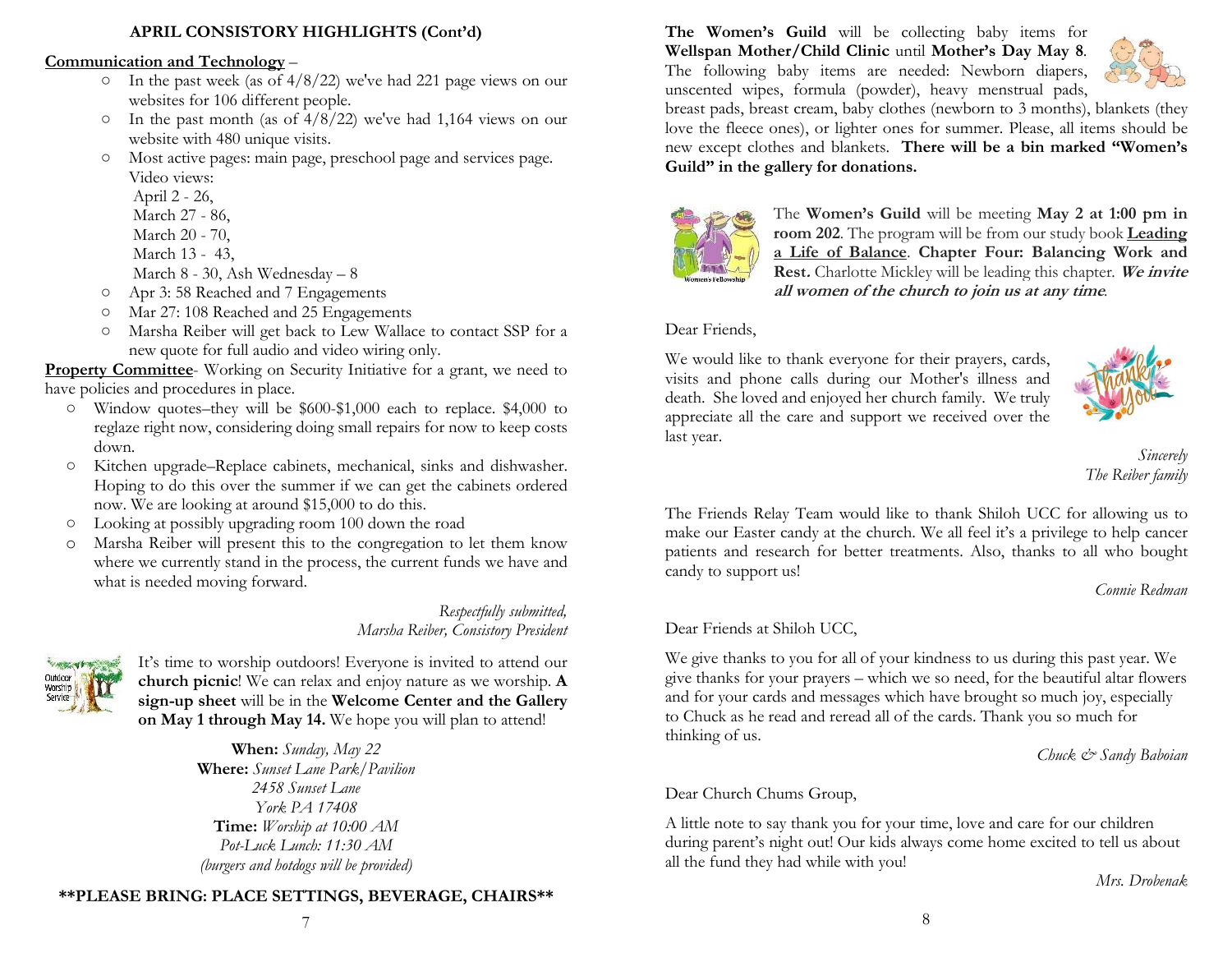## APRIL CONSISTORY HIGHLIGHTS (Cont'd)

**Communication and Technology** –

- In the past week (as of 4/8/22) we've had 221 page views on our websites for 106 different people.
- In the past month (as of 4/8/22) we've had 1,164 views on our website with 480 unique visits.
- Most active pages: main page, preschool page and services page. Video views:
  April 2 - 26,
  March 27 - 86,
  March 20 - 70,
  March 13 - 43,
  March 8 - 30, Ash Wednesday – 8
- Apr 3: 58 Reached and 7 Engagements
- Mar 27: 108 Reached and 25 Engagements
- Marsha Reiber will get back to Lew Wallace to contact SSP for a new quote for full audio and video wiring only.

**Property Committee**- Working on Security Initiative for a grant, we need to have policies and procedures in place.

- Window quotes–they will be $600-$1,000 each to replace. $4,000 to reglaze right now, considering doing small repairs for now to keep costs down.
- Kitchen upgrade–Replace cabinets, mechanical, sinks and dishwasher. Hoping to do this over the summer if we can get the cabinets ordered now. We are looking at around $15,000 to do this.
- Looking at possibly upgrading room 100 down the road
- Marsha Reiber will present this to the congregation to let them know where we currently stand in the process, the current funds we have and what is needed moving forward.

*Respectfully submitted,*
*Marsha Reiber, Consistory President*

It's time to worship outdoors! Everyone is invited to attend our **church picnic**! We can relax and enjoy nature as we worship. **A sign-up sheet** will be in the **Welcome Center and the Gallery on May 1 through May 14.** We hope you will plan to attend!

**When:** *Sunday, May 22*
**Where:** *Sunset Lane Park/Pavilion*
*2458 Sunset Lane*
*York PA 17408*
**Time:** *Worship at 10:00 AM*
*Pot-Luck Lunch: 11:30 AM*
*(burgers and hotdogs will be provided)*

**\*\*PLEASE BRING: PLACE SETTINGS, BEVERAGE, CHAIRS\*\***

**The Women's Guild** will be collecting baby items for **Wellspan Mother/Child Clinic** until **Mother's Day May 8**. The following baby items are needed: Newborn diapers, unscented wipes, formula (powder), heavy menstrual pads, breast pads, breast cream, baby clothes (newborn to 3 months), blankets (they love the fleece ones), or lighter ones for summer. Please, all items should be new except clothes and blankets. **There will be a bin marked "Women's Guild" in the gallery for donations.**

The **Women's Guild** will be meeting **May 2 at 1:00 pm in room 202**. The program will be from our study book **Leading a Life of Balance**. **Chapter Four: Balancing Work and Rest.** Charlotte Mickley will be leading this chapter. ***We invite all women of the church to join us at any time*.**

Dear Friends,

We would like to thank everyone for their prayers, cards, visits and phone calls during our Mother's illness and death. She loved and enjoyed her church family. We truly appreciate all the care and support we received over the last year.

*Sincerely*
*The Reiber family*

The Friends Relay Team would like to thank Shiloh UCC for allowing us to make our Easter candy at the church. We all feel it's a privilege to help cancer patients and research for better treatments. Also, thanks to all who bought candy to support us!

*Connie Redman*

Dear Friends at Shiloh UCC,

We give thanks to you for all of your kindness to us during this past year. We give thanks for your prayers – which we so need, for the beautiful altar flowers and for your cards and messages which have brought so much joy, especially to Chuck as he read and reread all of the cards. Thank you so much for thinking of us.

*Chuck & Sandy Baboian*

Dear Church Chums Group,

A little note to say thank you for your time, love and care for our children during parent's night out! Our kids always come home excited to tell us about all the fund they had while with you!

*Mrs. Drobenak*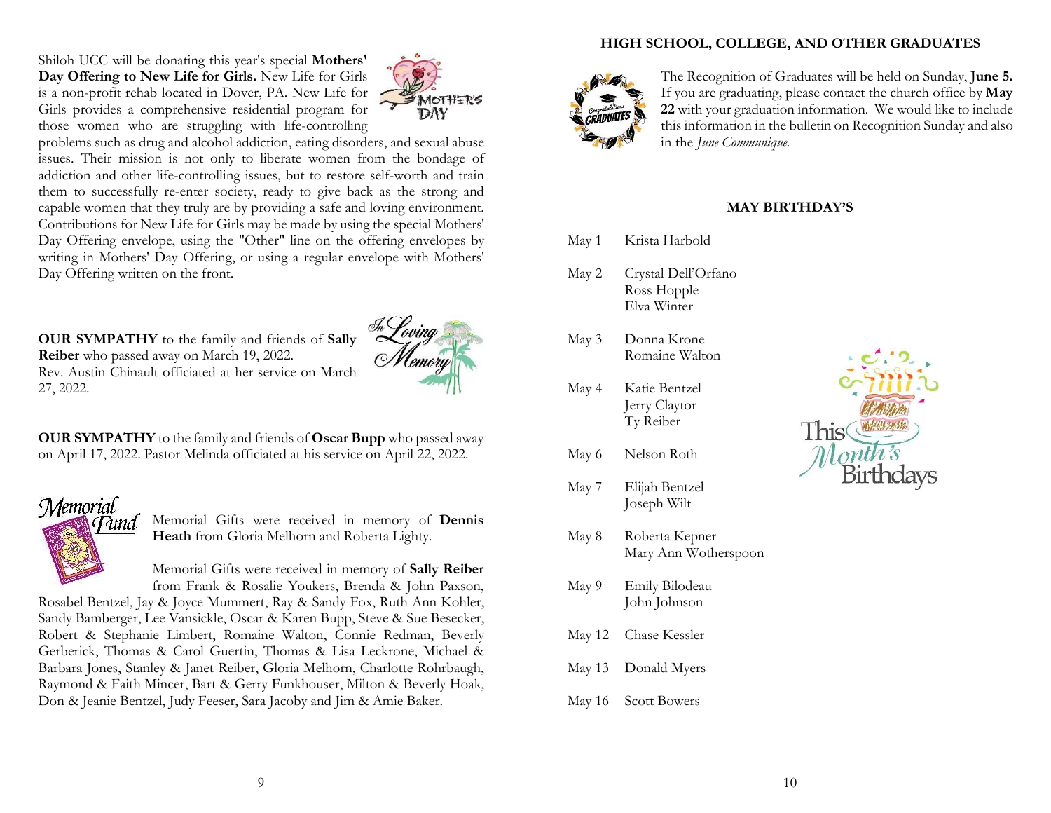Shiloh UCC will be donating this year's special **Mothers' Day Offering to New Life for Girls.** New Life for Girls is a non-profit rehab located in Dover, PA. New Life for Girls provides a comprehensive residential program for those women who are struggling with life-controlling problems such as drug and alcohol addiction, eating disorders, and sexual abuse issues. Their mission is not only to liberate women from the bondage of addiction and other life-controlling issues, but to restore self-worth and train them to successfully re-enter society, ready to give back as the strong and capable women that they truly are by providing a safe and loving environment. Contributions for New Life for Girls may be made by using the special Mothers' Day Offering envelope, using the "Other" line on the offering envelopes by writing in Mothers' Day Offering, or using a regular envelope with Mothers' Day Offering written on the front.

**OUR SYMPATHY** to the family and friends of **Sally Reiber** who passed away on March 19, 2022. Rev. Austin Chinault officiated at her service on March 27, 2022.

**OUR SYMPATHY** to the family and friends of **Oscar Bupp** who passed away on April 17, 2022. Pastor Melinda officiated at his service on April 22, 2022.

Memorial Gifts were received in memory of **Dennis Heath** from Gloria Melhorn and Roberta Lighty.

Memorial Gifts were received in memory of **Sally Reiber** from Frank & Rosalie Youkers, Brenda & John Paxson, Rosabel Bentzel, Jay & Joyce Mummert, Ray & Sandy Fox, Ruth Ann Kohler, Sandy Bamberger, Lee Vansickle, Oscar & Karen Bupp, Steve & Sue Besecker, Robert & Stephanie Limbert, Romaine Walton, Connie Redman, Beverly Gerberick, Thomas & Carol Guertin, Thomas & Lisa Leckrone, Michael & Barbara Jones, Stanley & Janet Reiber, Gloria Melhorn, Charlotte Rohrbaugh, Raymond & Faith Mincer, Bart & Gerry Funkhouser, Milton & Beverly Hoak, Don & Jeanie Bentzel, Judy Feeser, Sara Jacoby and Jim & Amie Baker.

## HIGH SCHOOL, COLLEGE, AND OTHER GRADUATES

The Recognition of Graduates will be held on Sunday, **June 5.** If you are graduating, please contact the church office by **May 22** with your graduation information. We would like to include this information in the bulletin on Recognition Sunday and also in the *June Communique.*

## MAY BIRTHDAY'S

May 1 Krista Harbold

May 2 Crystal Dell'Orfano
Ross Hopple
Elva Winter

May 3 Donna Krone
Romaine Walton

May 4 Katie Bentzel
Jerry Claytor
Ty Reiber

May 6 Nelson Roth

May 7 Elijah Bentzel
Joseph Wilt

May 8 Roberta Kepner
Mary Ann Wotherspoon

May 9 Emily Bilodeau
John Johnson

May 12 Chase Kessler

May 13 Donald Myers

May 16 Scott Bowers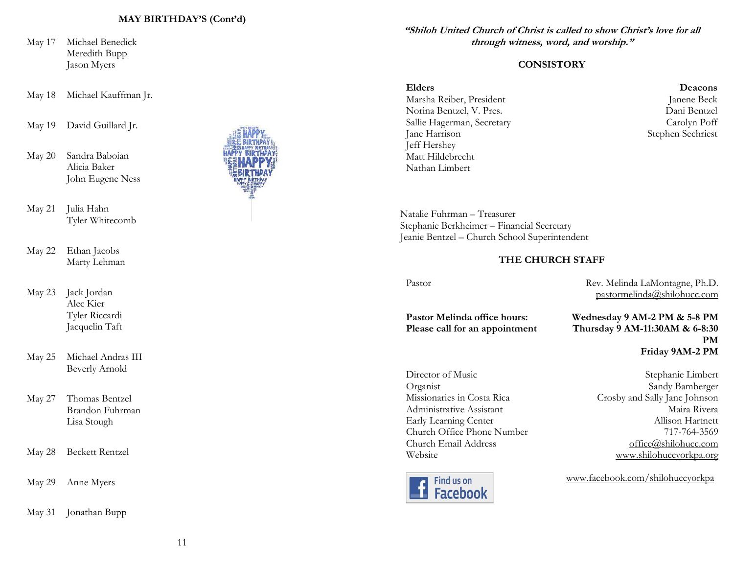## MAY BIRTHDAY'S (Cont'd)

May 17 Michael Benedick
Meredith Bupp
Jason Myers

May 18 Michael Kauffman Jr.

May 19 David Guillard Jr.

May 20 Sandra Baboian
Alicia Baker
John Eugene Ness

May 21 Julia Hahn
Tyler Whitecomb

May 22 Ethan Jacobs
Marty Lehman

May 23 Jack Jordan
Alec Kier
Tyler Riccardi
Jacquelin Taft

May 25 Michael Andras III
Beverly Arnold

May 27 Thomas Bentzel
Brandon Fuhrman
Lisa Stough

May 28 Beckett Rentzel

May 29 Anne Myers

May 31 Jonathan Bupp

***"Shiloh United Church of Christ is called to show Christ's love for all through witness, word, and worship."***

## CONSISTORY

| Elders | Deacons |
|---|---|
| Marsha Reiber, President | Janene Beck |
| Norina Bentzel, V. Pres. | Dani Bentzel |
| Sallie Hagerman, Secretary | Carolyn Poff |
| Jane Harrison | Stephen Sechriest |
| Jeff Hershey | |
| Matt Hildebrecht | |
| Nathan Limbert | |

Natalie Fuhrman – Treasurer
Stephanie Berkheimer – Financial Secretary
Jeanie Bentzel – Church School Superintendent

## THE CHURCH STAFF

| | |
|---|---|
| Pastor | Rev. Melinda LaMontagne, Ph.D. pastormelinda@shilohucc.com |
| **Pastor Melinda office hours: Please call for an appointment** | **Wednesday 9 AM-2 PM & 5-8 PM Thursday 9 AM-11:30AM & 6-8:30 PM Friday 9AM-2 PM** |
| Director of Music | Stephanie Limbert |
| Organist | Sandy Bamberger |
| Missionaries in Costa Rica | Crosby and Sally Jane Johnson |
| Administrative Assistant | Maira Rivera |
| Early Learning Center | Allison Hartnett |
| Church Office Phone Number | 717-764-3569 |
| Church Email Address | office@shilohucc.com |
| Website | www.shilohuccyorkpa.org |

Find us on Facebook www.facebook.com/shilohuccyorkpa